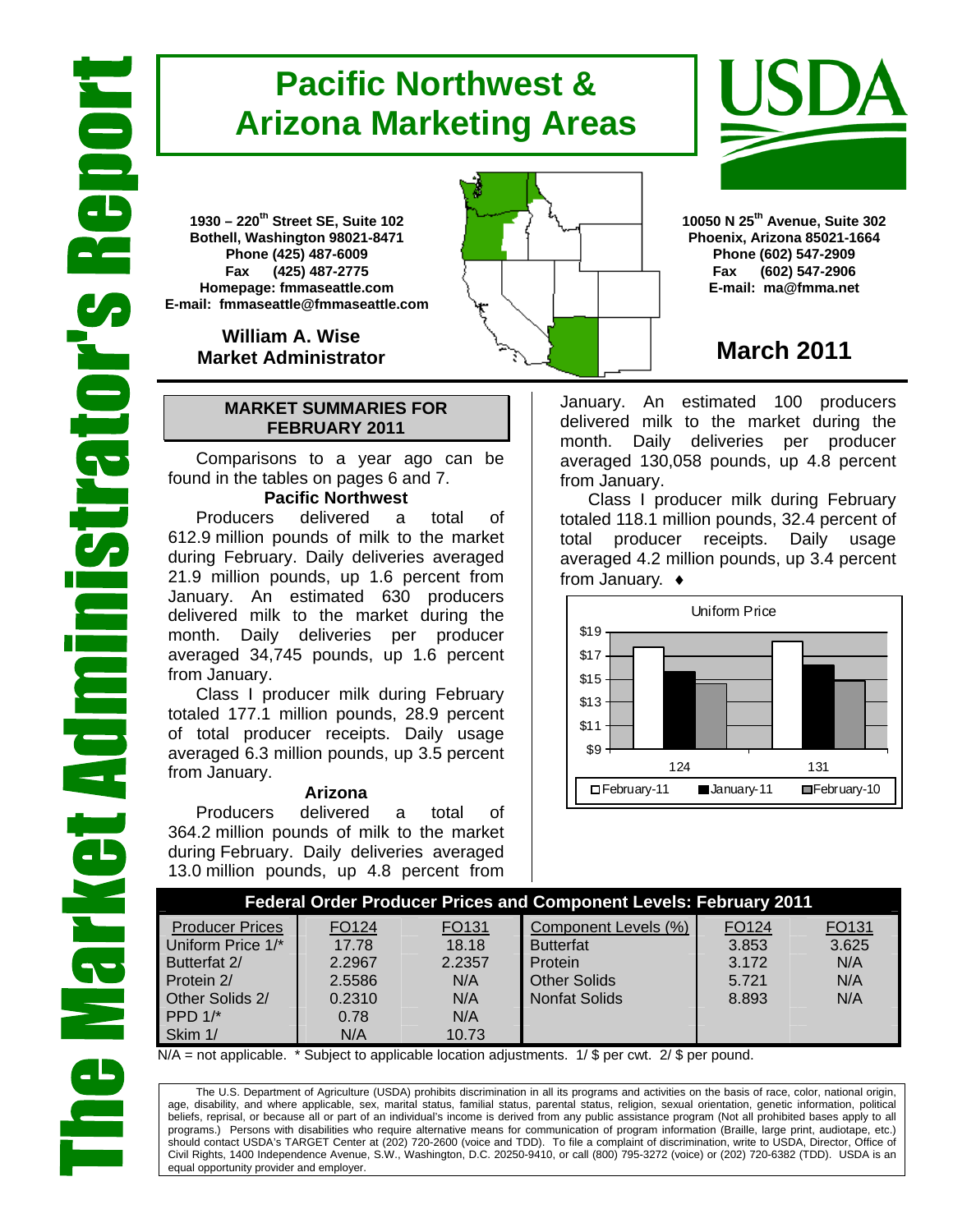# The Market Administrator's Report

# Pacific Northwest & Arizona Marketing Areas

**1930 – 220th Street SE, Suite 102**
**Bothell, Washington 98021-8471**
**Phone (425) 487-6009**
**Fax (425) 487-2775**
**Homepage: fmmaseattle.com**
**E-mail: fmmaseattle@fmmaseattle.com**

**William A. Wise**
**Market Administrator**

**10050 N 25th Avenue, Suite 302**
**Phoenix, Arizona 85021-1664**
**Phone (602) 547-2909**
**Fax (602) 547-2906**
**E-mail: ma@fmma.net**

## March 2011

### MARKET SUMMARIES FOR FEBRUARY 2011

Comparisons to a year ago can be found in the tables on pages 6 and 7.

**Pacific Northwest**

Producers delivered a total of 612.9 million pounds of milk to the market during February. Daily deliveries averaged 21.9 million pounds, up 1.6 percent from January. An estimated 630 producers delivered milk to the market during the month. Daily deliveries per producer averaged 34,745 pounds, up 1.6 percent from January.

Class I producer milk during February totaled 177.1 million pounds, 28.9 percent of total producer receipts. Daily usage averaged 6.3 million pounds, up 3.5 percent from January.

**Arizona**

Producers delivered a total of 364.2 million pounds of milk to the market during February. Daily deliveries averaged 13.0 million pounds, up 4.8 percent from January. An estimated 100 producers delivered milk to the market during the month. Daily deliveries per producer averaged 130,058 pounds, up 4.8 percent from January.

Class I producer milk during February totaled 118.1 million pounds, 32.4 percent of total producer receipts. Daily usage averaged 4.2 million pounds, up 3.4 percent from January. ♦

| Federal Order Producer Prices and Component Levels: February 2011 | | | | | |
|---|---|---|---|---|---|
| Producer Prices | FO124 | FO131 | Component Levels (%) | FO124 | FO131 |
| Uniform Price 1/* | 17.78 | 18.18 | Butterfat | 3.853 | 3.625 |
| Butterfat 2/ | 2.2967 | 2.2357 | Protein | 3.172 | N/A |
| Protein 2/ | 2.5586 | N/A | Other Solids | 5.721 | N/A |
| Other Solids 2/ | 0.2310 | N/A | Nonfat Solids | 8.893 | N/A |
| PPD 1/* | 0.78 | N/A | | | |
| Skim 1/ | N/A | 10.73 | | | |

N/A = not applicable. * Subject to applicable location adjustments. 1/ $ per cwt. 2/ $ per pound.

The U.S. Department of Agriculture (USDA) prohibits discrimination in all its programs and activities on the basis of race, color, national origin, age, disability, and where applicable, sex, marital status, familial status, parental status, religion, sexual orientation, genetic information, political beliefs, reprisal, or because all or part of an individual's income is derived from any public assistance program (Not all prohibited bases apply to all programs.) Persons with disabilities who require alternative means for communication of program information (Braille, large print, audiotape, etc.) should contact USDA's TARGET Center at (202) 720-2600 (voice and TDD). To file a complaint of discrimination, write to USDA, Director, Office of Civil Rights, 1400 Independence Avenue, S.W., Washington, D.C. 20250-9410, or call (800) 795-3272 (voice) or (202) 720-6382 (TDD). USDA is an equal opportunity provider and employer.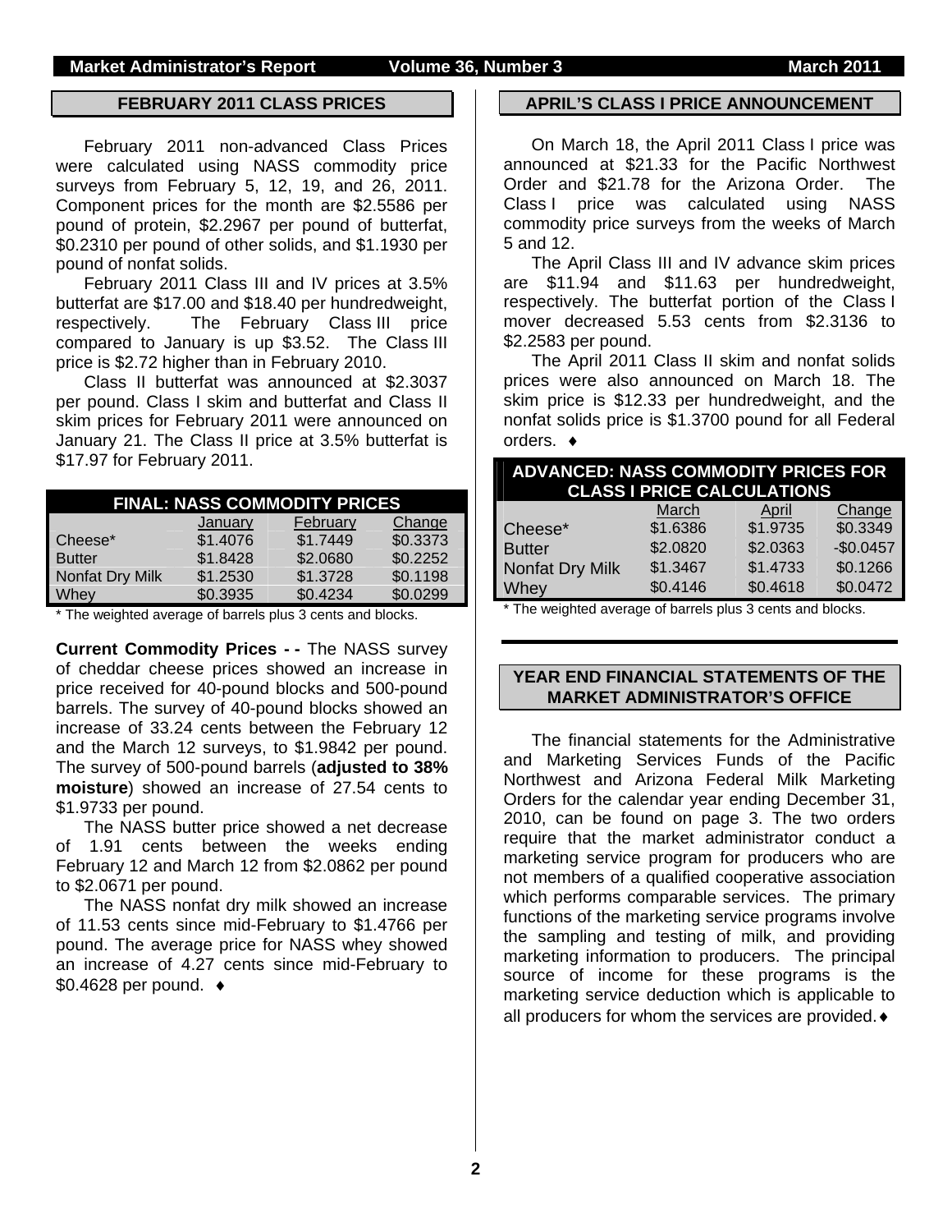## FEBRUARY 2011 CLASS PRICES

February 2011 non-advanced Class Prices were calculated using NASS commodity price surveys from February 5, 12, 19, and 26, 2011. Component prices for the month are \$2.5586 per pound of protein, \$2.2967 per pound of butterfat, \$0.2310 per pound of other solids, and \$1.1930 per pound of nonfat solids.

February 2011 Class III and IV prices at 3.5% butterfat are \$17.00 and \$18.40 per hundredweight, respectively. The February Class III price compared to January is up \$3.52. The Class III price is \$2.72 higher than in February 2010.

Class II butterfat was announced at \$2.3037 per pound. Class I skim and butterfat and Class II skim prices for February 2011 were announced on January 21. The Class II price at 3.5% butterfat is \$17.97 for February 2011.

**FINAL: NASS COMMODITY PRICES**

| | January | February | Change |
|---|---|---|---|
| Cheese* | \$1.4076 | \$1.7449 | \$0.3373 |
| Butter | \$1.8428 | \$2.0680 | \$0.2252 |
| Nonfat Dry Milk | \$1.2530 | \$1.3728 | \$0.1198 |
| Whey | \$0.3935 | \$0.4234 | \$0.0299 |

* The weighted average of barrels plus 3 cents and blocks.

**Current Commodity Prices - -** The NASS survey of cheddar cheese prices showed an increase in price received for 40-pound blocks and 500-pound barrels. The survey of 40-pound blocks showed an increase of 33.24 cents between the February 12 and the March 12 surveys, to \$1.9842 per pound. The survey of 500-pound barrels (**adjusted to 38% moisture**) showed an increase of 27.54 cents to \$1.9733 per pound.

The NASS butter price showed a net decrease of 1.91 cents between the weeks ending February 12 and March 12 from \$2.0862 per pound to \$2.0671 per pound.

The NASS nonfat dry milk showed an increase of 11.53 cents since mid-February to \$1.4766 per pound. The average price for NASS whey showed an increase of 4.27 cents since mid-February to \$0.4628 per pound. ♦

## APRIL'S CLASS I PRICE ANNOUNCEMENT

On March 18, the April 2011 Class I price was announced at \$21.33 for the Pacific Northwest Order and \$21.78 for the Arizona Order. The Class I price was calculated using NASS commodity price surveys from the weeks of March 5 and 12.

The April Class III and IV advance skim prices are \$11.94 and \$11.63 per hundredweight, respectively. The butterfat portion of the Class I mover decreased 5.53 cents from \$2.3136 to \$2.2583 per pound.

The April 2011 Class II skim and nonfat solids prices were also announced on March 18. The skim price is \$12.33 per hundredweight, and the nonfat solids price is \$1.3700 pound for all Federal orders. ♦

**ADVANCED: NASS COMMODITY PRICES FOR CLASS I PRICE CALCULATIONS**

| | March | April | Change |
|---|---|---|---|
| Cheese* | \$1.6386 | \$1.9735 | \$0.3349 |
| Butter | \$2.0820 | \$2.0363 | -\$0.0457 |
| Nonfat Dry Milk | \$1.3467 | \$1.4733 | \$0.1266 |
| Whey | \$0.4146 | \$0.4618 | \$0.0472 |

* The weighted average of barrels plus 3 cents and blocks.

## YEAR END FINANCIAL STATEMENTS OF THE MARKET ADMINISTRATOR'S OFFICE

The financial statements for the Administrative and Marketing Services Funds of the Pacific Northwest and Arizona Federal Milk Marketing Orders for the calendar year ending December 31, 2010, can be found on page 3. The two orders require that the market administrator conduct a marketing service program for producers who are not members of a qualified cooperative association which performs comparable services. The primary functions of the marketing service programs involve the sampling and testing of milk, and providing marketing information to producers. The principal source of income for these programs is the marketing service deduction which is applicable to all producers for whom the services are provided. ♦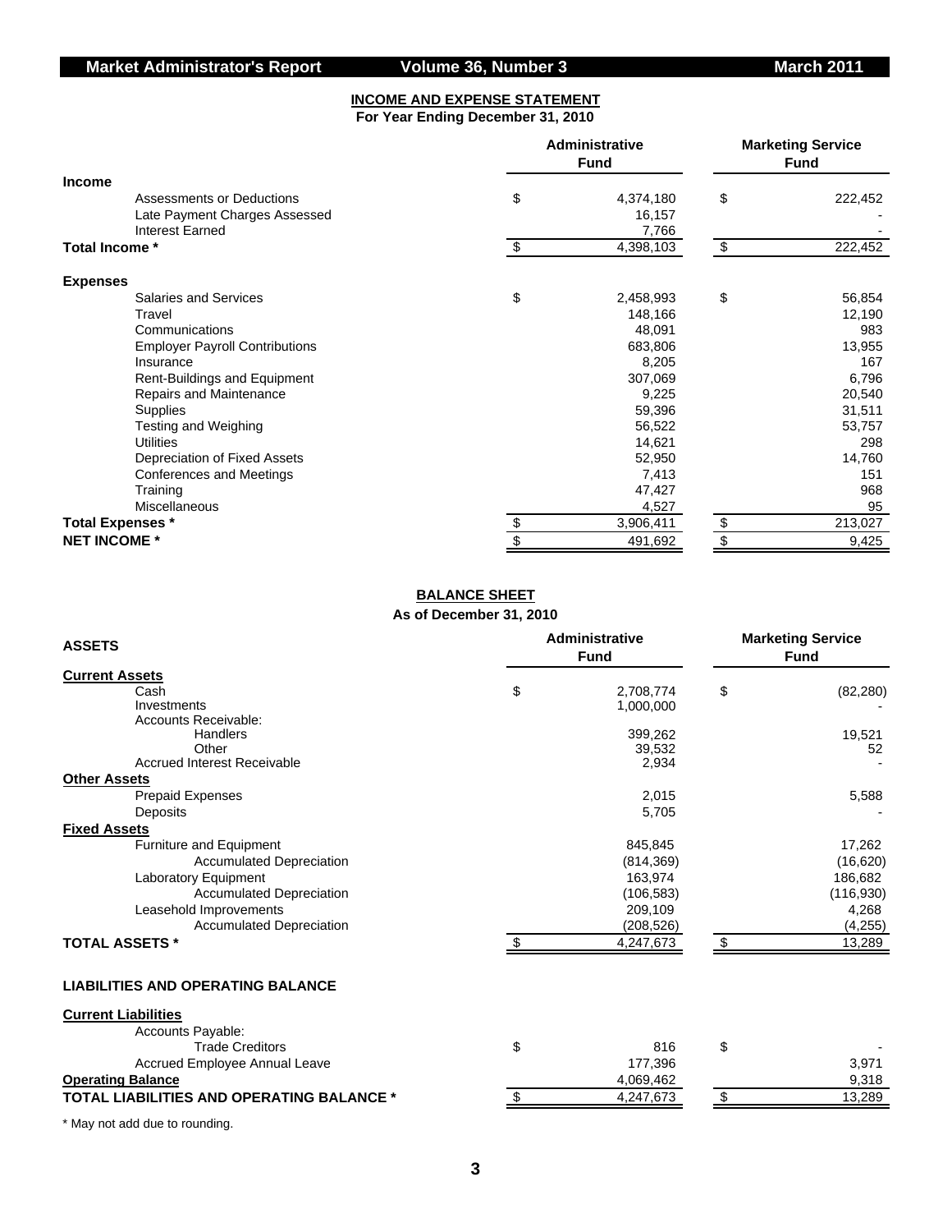## INCOME AND EXPENSE STATEMENT

**For Year Ending December 31, 2010**

| | Administrative Fund | Marketing Service Fund |
|---|---|---|
| **Income** | | |
| Assessments or Deductions | $ 4,374,180 | $ 222,452 |
| Late Payment Charges Assessed | 16,157 | - |
| Interest Earned | 7,766 | - |
| **Total Income *** | $ 4,398,103 | $ 222,452 |
| **Expenses** | | |
| Salaries and Services | $ 2,458,993 | $ 56,854 |
| Travel | 148,166 | 12,190 |
| Communications | 48,091 | 983 |
| Employer Payroll Contributions | 683,806 | 13,955 |
| Insurance | 8,205 | 167 |
| Rent-Buildings and Equipment | 307,069 | 6,796 |
| Repairs and Maintenance | 9,225 | 20,540 |
| Supplies | 59,396 | 31,511 |
| Testing and Weighing | 56,522 | 53,757 |
| Utilities | 14,621 | 298 |
| Depreciation of Fixed Assets | 52,950 | 14,760 |
| Conferences and Meetings | 7,413 | 151 |
| Training | 47,427 | 968 |
| Miscellaneous | 4,527 | 95 |
| **Total Expenses *** | $ 3,906,411 | $ 213,027 |
| **NET INCOME *** | $ 491,692 | $ 9,425 |

## BALANCE SHEET

**As of December 31, 2010**

| **ASSETS** | Administrative Fund | Marketing Service Fund |
|---|---|---|
| **Current Assets** | | |
| Cash | $ 2,708,774 | $ (82,280) |
| Investments | 1,000,000 | - |
| Accounts Receivable: | | |
| Handlers | 399,262 | 19,521 |
| Other | 39,532 | 52 |
| Accrued Interest Receivable | 2,934 | - |
| **Other Assets** | | |
| Prepaid Expenses | 2,015 | 5,588 |
| Deposits | 5,705 | - |
| **Fixed Assets** | | |
| Furniture and Equipment | 845,845 | 17,262 |
| Accumulated Depreciation | (814,369) | (16,620) |
| Laboratory Equipment | 163,974 | 186,682 |
| Accumulated Depreciation | (106,583) | (116,930) |
| Leasehold Improvements | 209,109 | 4,268 |
| Accumulated Depreciation | (208,526) | (4,255) |
| **TOTAL ASSETS *** | $ 4,247,673 | $ 13,289 |
| **LIABILITIES AND OPERATING BALANCE** | | |
| **Current Liabilities** | | |
| Accounts Payable: | | |
| Trade Creditors | $ 816 | $ - |
| Accrued Employee Annual Leave | 177,396 | 3,971 |
| **Operating Balance** | 4,069,462 | 9,318 |
| **TOTAL LIABILITIES AND OPERATING BALANCE *** | $ 4,247,673 | $ 13,289 |

* May not add due to rounding.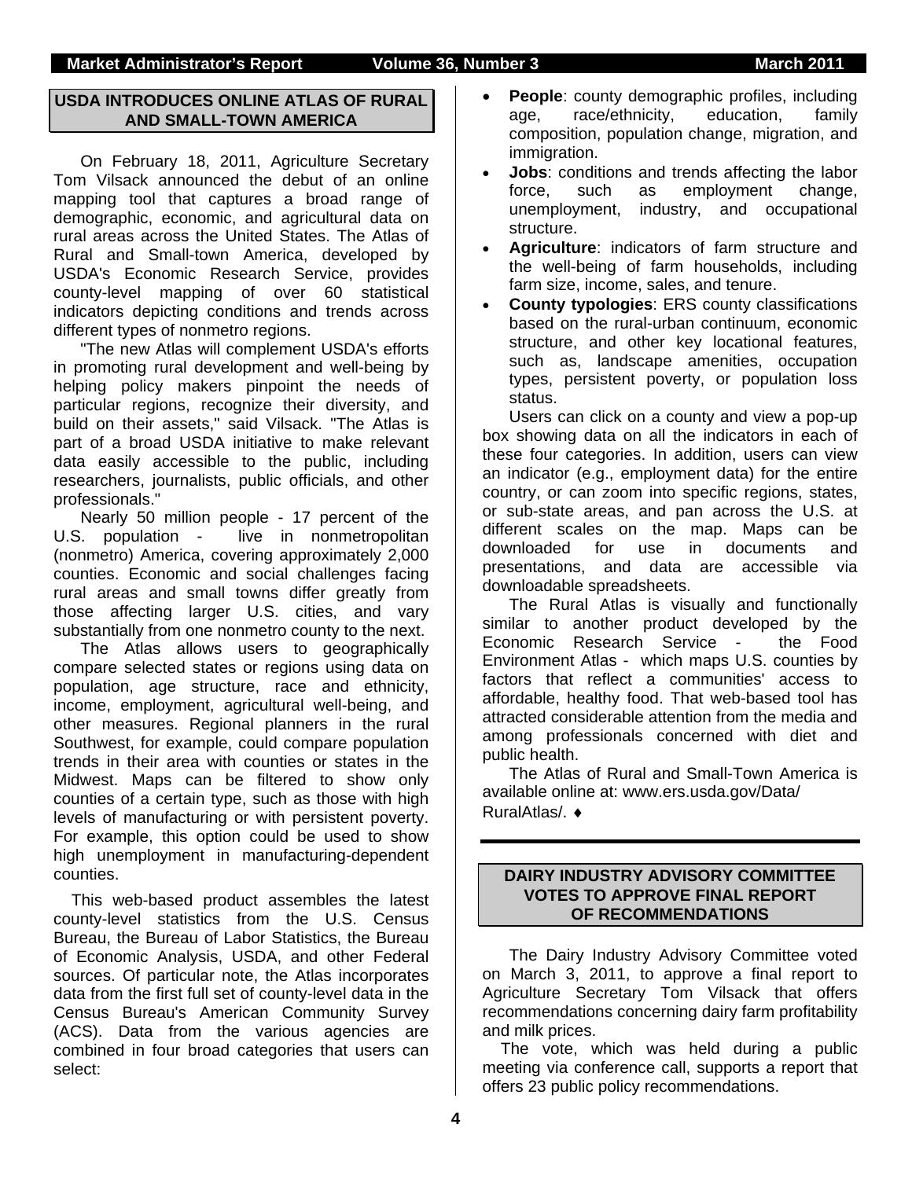## USDA INTRODUCES ONLINE ATLAS OF RURAL AND SMALL-TOWN AMERICA

On February 18, 2011, Agriculture Secretary Tom Vilsack announced the debut of an online mapping tool that captures a broad range of demographic, economic, and agricultural data on rural areas across the United States. The Atlas of Rural and Small-town America, developed by USDA's Economic Research Service, provides county-level mapping of over 60 statistical indicators depicting conditions and trends across different types of nonmetro regions.

"The new Atlas will complement USDA's efforts in promoting rural development and well-being by helping policy makers pinpoint the needs of particular regions, recognize their diversity, and build on their assets," said Vilsack. "The Atlas is part of a broad USDA initiative to make relevant data easily accessible to the public, including researchers, journalists, public officials, and other professionals."

Nearly 50 million people - 17 percent of the U.S. population - live in nonmetropolitan (nonmetro) America, covering approximately 2,000 counties. Economic and social challenges facing rural areas and small towns differ greatly from those affecting larger U.S. cities, and vary substantially from one nonmetro county to the next.

The Atlas allows users to geographically compare selected states or regions using data on population, age structure, race and ethnicity, income, employment, agricultural well-being, and other measures. Regional planners in the rural Southwest, for example, could compare population trends in their area with counties or states in the Midwest. Maps can be filtered to show only counties of a certain type, such as those with high levels of manufacturing or with persistent poverty. For example, this option could be used to show high unemployment in manufacturing-dependent counties.

This web-based product assembles the latest county-level statistics from the U.S. Census Bureau, the Bureau of Labor Statistics, the Bureau of Economic Analysis, USDA, and other Federal sources. Of particular note, the Atlas incorporates data from the first full set of county-level data in the Census Bureau's American Community Survey (ACS). Data from the various agencies are combined in four broad categories that users can select:

- **People**: county demographic profiles, including age, race/ethnicity, education, family composition, population change, migration, and immigration.
- **Jobs**: conditions and trends affecting the labor force, such as employment change, unemployment, industry, and occupational structure.
- **Agriculture**: indicators of farm structure and the well-being of farm households, including farm size, income, sales, and tenure.
- **County typologies**: ERS county classifications based on the rural-urban continuum, economic structure, and other key locational features, such as, landscape amenities, occupation types, persistent poverty, or population loss status.

Users can click on a county and view a pop-up box showing data on all the indicators in each of these four categories. In addition, users can view an indicator (e.g., employment data) for the entire country, or can zoom into specific regions, states, or sub-state areas, and pan across the U.S. at different scales on the map. Maps can be downloaded for use in documents and presentations, and data are accessible via downloadable spreadsheets.

The Rural Atlas is visually and functionally similar to another product developed by the Economic Research Service - the Food Environment Atlas - which maps U.S. counties by factors that reflect a communities' access to affordable, healthy food. That web-based tool has attracted considerable attention from the media and among professionals concerned with diet and public health.

The Atlas of Rural and Small-Town America is available online at: www.ers.usda.gov/Data/RuralAtlas/. ♦

## DAIRY INDUSTRY ADVISORY COMMITTEE VOTES TO APPROVE FINAL REPORT OF RECOMMENDATIONS

The Dairy Industry Advisory Committee voted on March 3, 2011, to approve a final report to Agriculture Secretary Tom Vilsack that offers recommendations concerning dairy farm profitability and milk prices.

The vote, which was held during a public meeting via conference call, supports a report that offers 23 public policy recommendations.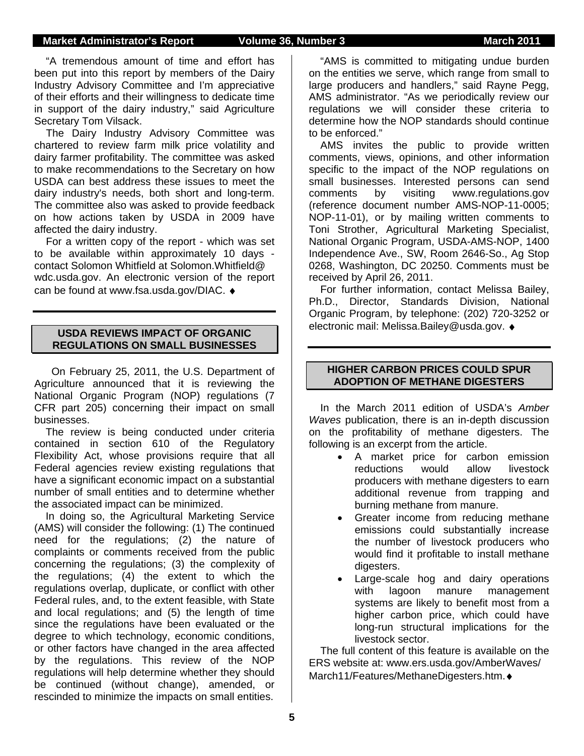"A tremendous amount of time and effort has been put into this report by members of the Dairy Industry Advisory Committee and I'm appreciative of their efforts and their willingness to dedicate time in support of the dairy industry," said Agriculture Secretary Tom Vilsack.

The Dairy Industry Advisory Committee was chartered to review farm milk price volatility and dairy farmer profitability. The committee was asked to make recommendations to the Secretary on how USDA can best address these issues to meet the dairy industry's needs, both short and long-term. The committee also was asked to provide feedback on how actions taken by USDA in 2009 have affected the dairy industry.

For a written copy of the report - which was set to be available within approximately 10 days - contact Solomon Whitfield at Solomon.Whitfield@ wdc.usda.gov. An electronic version of the report can be found at www.fsa.usda.gov/DIAC. ♦

## USDA REVIEWS IMPACT OF ORGANIC REGULATIONS ON SMALL BUSINESSES

On February 25, 2011, the U.S. Department of Agriculture announced that it is reviewing the National Organic Program (NOP) regulations (7 CFR part 205) concerning their impact on small businesses.

The review is being conducted under criteria contained in section 610 of the Regulatory Flexibility Act, whose provisions require that all Federal agencies review existing regulations that have a significant economic impact on a substantial number of small entities and to determine whether the associated impact can be minimized.

In doing so, the Agricultural Marketing Service (AMS) will consider the following: (1) The continued need for the regulations; (2) the nature of complaints or comments received from the public concerning the regulations; (3) the complexity of the regulations; (4) the extent to which the regulations overlap, duplicate, or conflict with other Federal rules, and, to the extent feasible, with State and local regulations; and (5) the length of time since the regulations have been evaluated or the degree to which technology, economic conditions, or other factors have changed in the area affected by the regulations. This review of the NOP regulations will help determine whether they should be continued (without change), amended, or rescinded to minimize the impacts on small entities.

"AMS is committed to mitigating undue burden on the entities we serve, which range from small to large producers and handlers," said Rayne Pegg, AMS administrator. "As we periodically review our regulations we will consider these criteria to determine how the NOP standards should continue to be enforced."

AMS invites the public to provide written comments, views, opinions, and other information specific to the impact of the NOP regulations on small businesses. Interested persons can send comments by visiting www.regulations.gov (reference document number AMS-NOP-11-0005; NOP-11-01), or by mailing written comments to Toni Strother, Agricultural Marketing Specialist, National Organic Program, USDA-AMS-NOP, 1400 Independence Ave., SW, Room 2646-So., Ag Stop 0268, Washington, DC 20250. Comments must be received by April 26, 2011.

For further information, contact Melissa Bailey, Ph.D., Director, Standards Division, National Organic Program, by telephone: (202) 720-3252 or electronic mail: Melissa.Bailey@usda.gov. ♦

## HIGHER CARBON PRICES COULD SPUR ADOPTION OF METHANE DIGESTERS

In the March 2011 edition of USDA's *Amber Waves* publication, there is an in-depth discussion on the profitability of methane digesters. The following is an excerpt from the article.

- A market price for carbon emission reductions would allow livestock producers with methane digesters to earn additional revenue from trapping and burning methane from manure.
- Greater income from reducing methane emissions could substantially increase the number of livestock producers who would find it profitable to install methane digesters.
- Large-scale hog and dairy operations with lagoon manure management systems are likely to benefit most from a higher carbon price, which could have long-run structural implications for the livestock sector.

The full content of this feature is available on the ERS website at: www.ers.usda.gov/AmberWaves/ March11/Features/MethaneDigesters.htm. ♦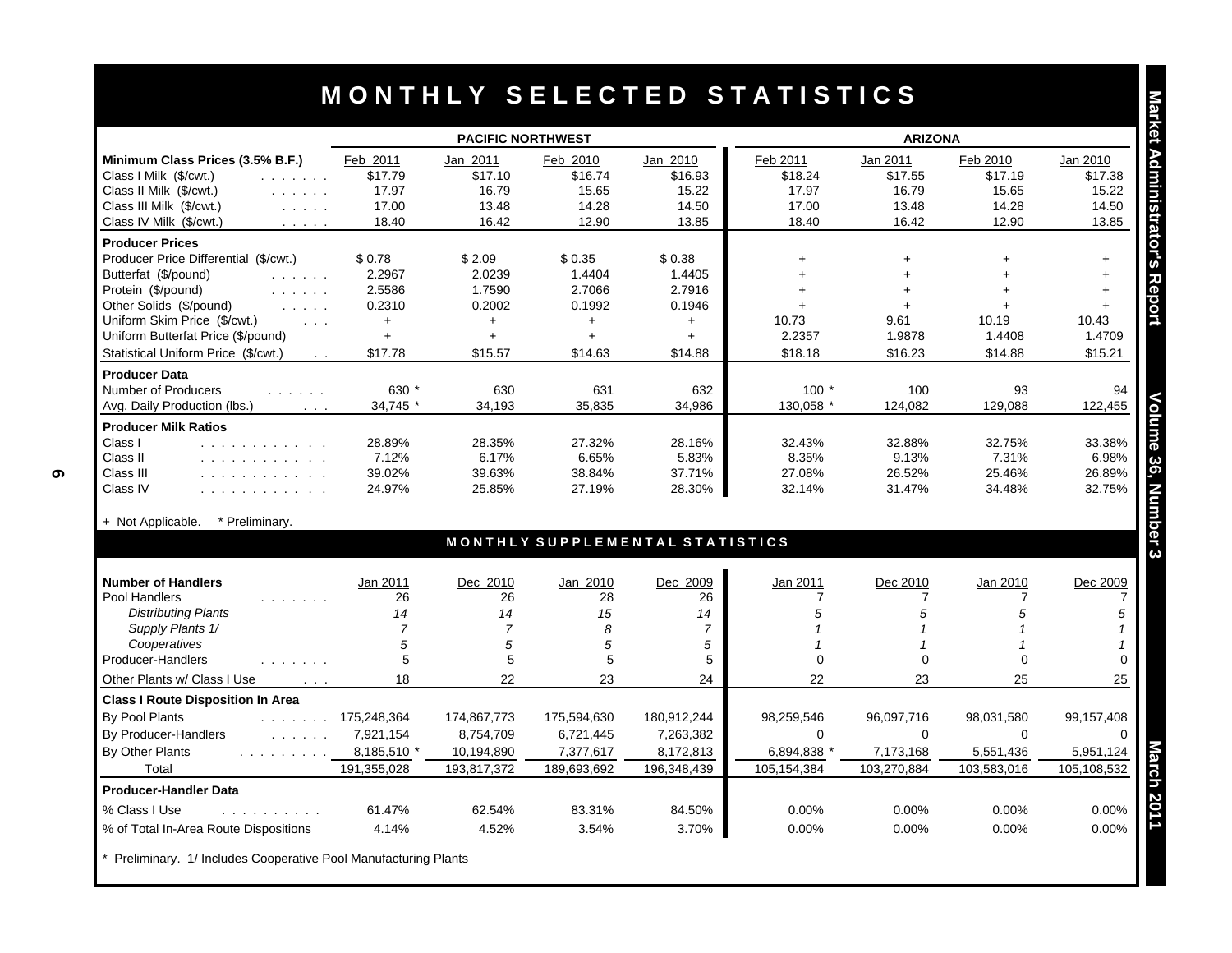# MONTHLY SELECTED STATISTICS

| | PACIFIC NORTHWEST | | | | ARIZONA | | | |
|---|---|---|---|---|---|---|---|---|
| **Minimum Class Prices (3.5% B.F.)** | Feb 2011 | Jan 2011 | Feb 2010 | Jan 2010 | Feb 2011 | Jan 2011 | Feb 2010 | Jan 2010 |
| Class I Milk ($/cwt.) | $17.79 | $17.10 | $16.74 | $16.93 | $18.24 | $17.55 | $17.19 | $17.38 |
| Class II Milk ($/cwt.) | 17.97 | 16.79 | 15.65 | 15.22 | 17.97 | 16.79 | 15.65 | 15.22 |
| Class III Milk ($/cwt.) | 17.00 | 13.48 | 14.28 | 14.50 | 17.00 | 13.48 | 14.28 | 14.50 |
| Class IV Milk ($/cwt.) | 18.40 | 16.42 | 12.90 | 13.85 | 18.40 | 16.42 | 12.90 | 13.85 |
| **Producer Prices** | | | | | | | | |
| Producer Price Differential ($/cwt.) | $ 0.78 | $ 2.09 | $ 0.35 | $ 0.38 | + | + | + | + |
| Butterfat ($/pound) | 2.2967 | 2.0239 | 1.4404 | 1.4405 | + | + | + | + |
| Protein ($/pound) | 2.5586 | 1.7590 | 2.7066 | 2.7916 | + | + | + | + |
| Other Solids ($/pound) | 0.2310 | 0.2002 | 0.1992 | 0.1946 | + | + | + | + |
| Uniform Skim Price ($/cwt.) | + | + | + | + | 10.73 | 9.61 | 10.19 | 10.43 |
| Uniform Butterfat Price ($/pound) | + | + | + | + | 2.2357 | 1.9878 | 1.4408 | 1.4709 |
| Statistical Uniform Price ($/cwt.) | $17.78 | $15.57 | $14.63 | $14.88 | $18.18 | $16.23 | $14.88 | $15.21 |
| **Producer Data** | | | | | | | | |
| Number of Producers | 630 * | 630 | 631 | 632 | 100 * | 100 | 93 | 94 |
| Avg. Daily Production (lbs.) | 34,745 * | 34,193 | 35,835 | 34,986 | 130,058 * | 124,082 | 129,088 | 122,455 |
| **Producer Milk Ratios** | | | | | | | | |
| Class I | 28.89% | 28.35% | 27.32% | 28.16% | 32.43% | 32.88% | 32.75% | 33.38% |
| Class II | 7.12% | 6.17% | 6.65% | 5.83% | 8.35% | 9.13% | 7.31% | 6.98% |
| Class III | 39.02% | 39.63% | 38.84% | 37.71% | 27.08% | 26.52% | 25.46% | 26.89% |
| Class IV | 24.97% | 25.85% | 27.19% | 28.30% | 32.14% | 31.47% | 34.48% | 32.75% |

+ Not Applicable. * Preliminary.

## MONTHLY SUPPLEMENTAL STATISTICS

| **Number of Handlers** | Jan 2011 | Dec 2010 | Jan 2010 | Dec 2009 | Jan 2011 | Dec 2010 | Jan 2010 | Dec 2009 |
|---|---|---|---|---|---|---|---|---|
| Pool Handlers | 26 | 26 | 28 | 26 | 7 | 7 | 7 | 7 |
| *Distributing Plants* | *14* | *14* | *15* | *14* | *5* | *5* | *5* | *5* |
| *Supply Plants 1/* | *7* | *7* | *8* | *7* | *1* | *1* | *1* | *1* |
| *Cooperatives* | *5* | *5* | *5* | *5* | *1* | *1* | *1* | *1* |
| Producer-Handlers | 5 | 5 | 5 | 5 | 0 | 0 | 0 | 0 |
| Other Plants w/ Class I Use | 18 | 22 | 23 | 24 | 22 | 23 | 25 | 25 |
| **Class I Route Disposition In Area** | | | | | | | | |
| By Pool Plants | 175,248,364 | 174,867,773 | 175,594,630 | 180,912,244 | 98,259,546 | 96,097,716 | 98,031,580 | 99,157,408 |
| By Producer-Handlers | 7,921,154 | 8,754,709 | 6,721,445 | 7,263,382 | 0 | 0 | 0 | 0 |
| By Other Plants | 8,185,510 * | 10,194,890 | 7,377,617 | 8,172,813 | 6,894,838 * | 7,173,168 | 5,551,436 | 5,951,124 |
| Total | 191,355,028 | 193,817,372 | 189,693,692 | 196,348,439 | 105,154,384 | 103,270,884 | 103,583,016 | 105,108,532 |
| **Producer-Handler Data** | | | | | | | | |
| % Class I Use | 61.47% | 62.54% | 83.31% | 84.50% | 0.00% | 0.00% | 0.00% | 0.00% |
| % of Total In-Area Route Dispositions | 4.14% | 4.52% | 3.54% | 3.70% | 0.00% | 0.00% | 0.00% | 0.00% |

* Preliminary. 1/ Includes Cooperative Pool Manufacturing Plants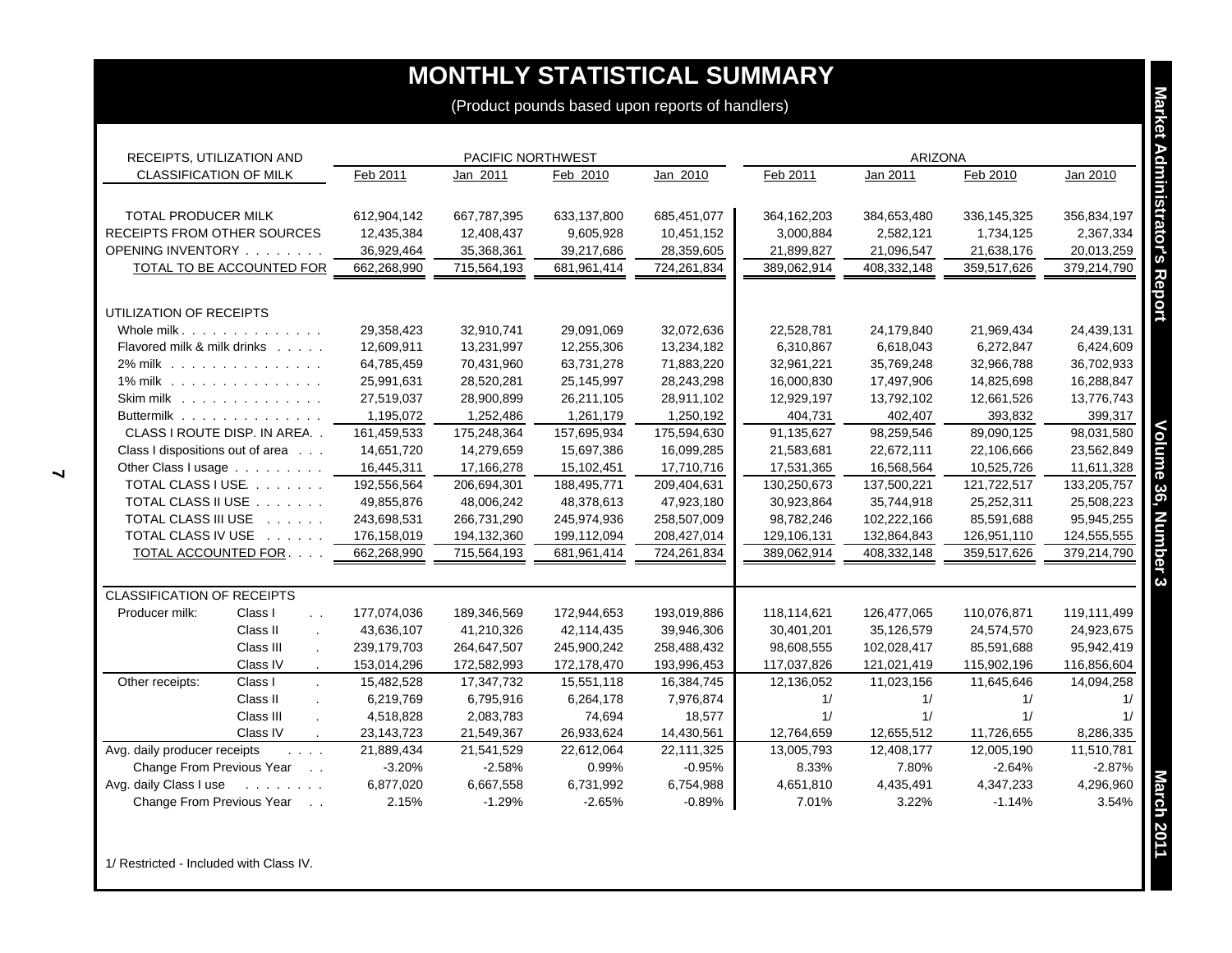# MONTHLY STATISTICAL SUMMARY

(Product pounds based upon reports of handlers)

| RECEIPTS, UTILIZATION AND CLASSIFICATION OF MILK | | PACIFIC NORTHWEST Feb 2011 | Jan 2011 | Feb 2010 | Jan 2010 | ARIZONA Feb 2011 | Jan 2011 | Feb 2010 | Jan 2010 |
|---|---|---|---|---|---|---|---|---|---|
| TOTAL PRODUCER MILK | | 612,904,142 | 667,787,395 | 633,137,800 | 685,451,077 | 364,162,203 | 384,653,480 | 336,145,325 | 356,834,197 |
| RECEIPTS FROM OTHER SOURCES | | 12,435,384 | 12,408,437 | 9,605,928 | 10,451,152 | 3,000,884 | 2,582,121 | 1,734,125 | 2,367,334 |
| OPENING INVENTORY | | 36,929,464 | 35,368,361 | 39,217,686 | 28,359,605 | 21,899,827 | 21,096,547 | 21,638,176 | 20,013,259 |
| TOTAL TO BE ACCOUNTED FOR | | 662,268,990 | 715,564,193 | 681,961,414 | 724,261,834 | 389,062,914 | 408,332,148 | 359,517,626 | 379,214,790 |
| UTILIZATION OF RECEIPTS | | | | | | | | | |
| Whole milk | | 29,358,423 | 32,910,741 | 29,091,069 | 32,072,636 | 22,528,781 | 24,179,840 | 21,969,434 | 24,439,131 |
| Flavored milk & milk drinks | | 12,609,911 | 13,231,997 | 12,255,306 | 13,234,182 | 6,310,867 | 6,618,043 | 6,272,847 | 6,424,609 |
| 2% milk | | 64,785,459 | 70,431,960 | 63,731,278 | 71,883,220 | 32,961,221 | 35,769,248 | 32,966,788 | 36,702,933 |
| 1% milk | | 25,991,631 | 28,520,281 | 25,145,997 | 28,243,298 | 16,000,830 | 17,497,906 | 14,825,698 | 16,288,847 |
| Skim milk | | 27,519,037 | 28,900,899 | 26,211,105 | 28,911,102 | 12,929,197 | 13,792,102 | 12,661,526 | 13,776,743 |
| Buttermilk | | 1,195,072 | 1,252,486 | 1,261,179 | 1,250,192 | 404,731 | 402,407 | 393,832 | 399,317 |
| CLASS I ROUTE DISP. IN AREA | | 161,459,533 | 175,248,364 | 157,695,934 | 175,594,630 | 91,135,627 | 98,259,546 | 89,090,125 | 98,031,580 |
| Class I dispositions out of area | | 14,651,720 | 14,279,659 | 15,697,386 | 16,099,285 | 21,583,681 | 22,672,111 | 22,106,666 | 23,562,849 |
| Other Class I usage | | 16,445,311 | 17,166,278 | 15,102,451 | 17,710,716 | 17,531,365 | 16,568,564 | 10,525,726 | 11,611,328 |
| TOTAL CLASS I USE | | 192,556,564 | 206,694,301 | 188,495,771 | 209,404,631 | 130,250,673 | 137,500,221 | 121,722,517 | 133,205,757 |
| TOTAL CLASS II USE | | 49,855,876 | 48,006,242 | 48,378,613 | 47,923,180 | 30,923,864 | 35,744,918 | 25,252,311 | 25,508,223 |
| TOTAL CLASS III USE | | 243,698,531 | 266,731,290 | 245,974,936 | 258,507,009 | 98,782,246 | 102,222,166 | 85,591,688 | 95,945,255 |
| TOTAL CLASS IV USE | | 176,158,019 | 194,132,360 | 199,112,094 | 208,427,014 | 129,106,131 | 132,864,843 | 126,951,110 | 124,555,555 |
| TOTAL ACCOUNTED FOR | | 662,268,990 | 715,564,193 | 681,961,414 | 724,261,834 | 389,062,914 | 408,332,148 | 359,517,626 | 379,214,790 |
| CLASSIFICATION OF RECEIPTS | | | | | | | | | |
| Producer milk: | Class I | 177,074,036 | 189,346,569 | 172,944,653 | 193,019,886 | 118,114,621 | 126,477,065 | 110,076,871 | 119,111,499 |
| | Class II | 43,636,107 | 41,210,326 | 42,114,435 | 39,946,306 | 30,401,201 | 35,126,579 | 24,574,570 | 24,923,675 |
| | Class III | 239,179,703 | 264,647,507 | 245,900,242 | 258,488,432 | 98,608,555 | 102,028,417 | 85,591,688 | 95,942,419 |
| | Class IV | 153,014,296 | 172,582,993 | 172,178,470 | 193,996,453 | 117,037,826 | 121,021,419 | 115,902,196 | 116,856,604 |
| Other receipts: | Class I | 15,482,528 | 17,347,732 | 15,551,118 | 16,384,745 | 12,136,052 | 11,023,156 | 11,645,646 | 14,094,258 |
| | Class II | 6,219,769 | 6,795,916 | 6,264,178 | 7,976,874 | 1/ | 1/ | 1/ | 1/ |
| | Class III | 4,518,828 | 2,083,783 | 74,694 | 18,577 | 1/ | 1/ | 1/ | 1/ |
| | Class IV | 23,143,723 | 21,549,367 | 26,933,624 | 14,430,561 | 12,764,659 | 12,655,512 | 11,726,655 | 8,286,335 |
| Avg. daily producer receipts | | 21,889,434 | 21,541,529 | 22,612,064 | 22,111,325 | 13,005,793 | 12,408,177 | 12,005,190 | 11,510,781 |
| Change From Previous Year | | -3.20% | -2.58% | 0.99% | -0.95% | 8.33% | 7.80% | -2.64% | -2.87% |
| Avg. daily Class I use | | 6,877,020 | 6,667,558 | 6,731,992 | 6,754,988 | 4,651,810 | 4,435,491 | 4,347,233 | 4,296,960 |
| Change From Previous Year | | 2.15% | -1.29% | -2.65% | -0.89% | 7.01% | 3.22% | -1.14% | 3.54% |

1/ Restricted - Included with Class IV.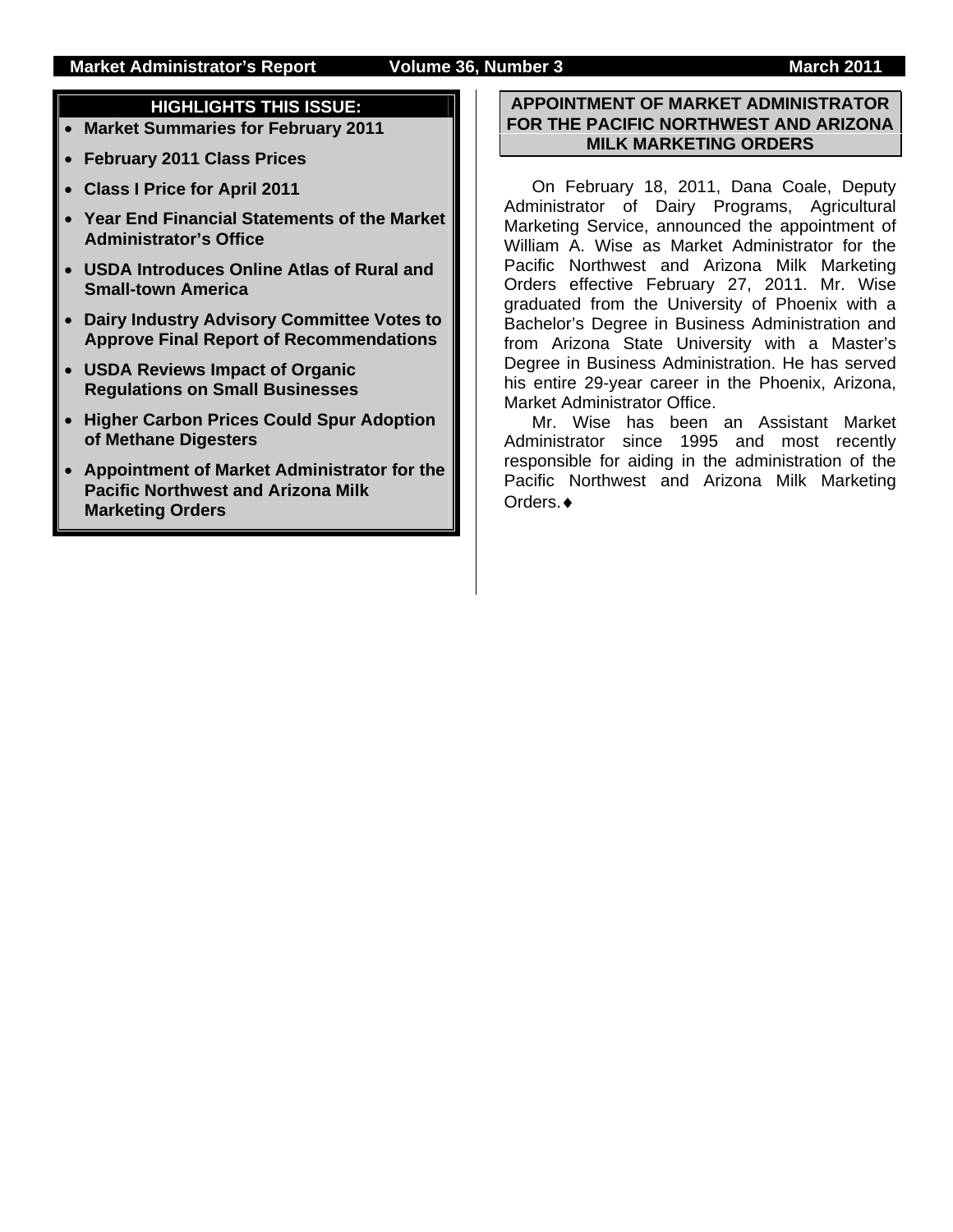## HIGHLIGHTS THIS ISSUE:

- **Market Summaries for February 2011**
- **February 2011 Class Prices**
- **Class I Price for April 2011**
- **Year End Financial Statements of the Market Administrator's Office**
- **USDA Introduces Online Atlas of Rural and Small-town America**
- **Dairy Industry Advisory Committee Votes to Approve Final Report of Recommendations**
- **USDA Reviews Impact of Organic Regulations on Small Businesses**
- **Higher Carbon Prices Could Spur Adoption of Methane Digesters**
- **Appointment of Market Administrator for the Pacific Northwest and Arizona Milk Marketing Orders**

## APPOINTMENT OF MARKET ADMINISTRATOR FOR THE PACIFIC NORTHWEST AND ARIZONA MILK MARKETING ORDERS

On February 18, 2011, Dana Coale, Deputy Administrator of Dairy Programs, Agricultural Marketing Service, announced the appointment of William A. Wise as Market Administrator for the Pacific Northwest and Arizona Milk Marketing Orders effective February 27, 2011. Mr. Wise graduated from the University of Phoenix with a Bachelor's Degree in Business Administration and from Arizona State University with a Master's Degree in Business Administration. He has served his entire 29-year career in the Phoenix, Arizona, Market Administrator Office.

Mr. Wise has been an Assistant Market Administrator since 1995 and most recently responsible for aiding in the administration of the Pacific Northwest and Arizona Milk Marketing Orders.♦